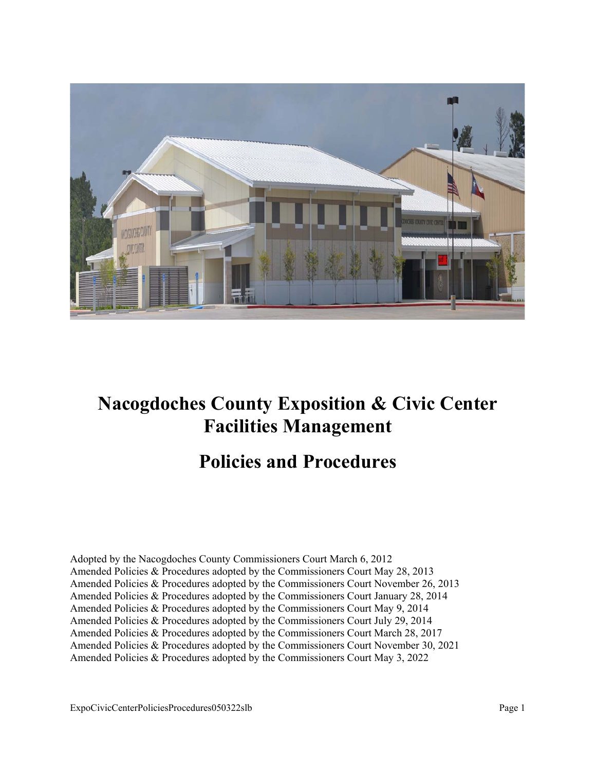# Nacogdoches County Exposition & Civic Center Facilities Management

# Policies and Procedures

Adopted by the Nacogdoches County Commissioners Court March 6, 2012
Amended Policies & Procedures adopted by the Commissioners Court May 28, 2013
Amended Policies & Procedures adopted by the Commissioners Court November 26, 2013
Amended Policies & Procedures adopted by the Commissioners Court January 28, 2014
Amended Policies & Procedures adopted by the Commissioners Court May 9, 2014
Amended Policies & Procedures adopted by the Commissioners Court July 29, 2014
Amended Policies & Procedures adopted by the Commissioners Court March 28, 2017
Amended Policies & Procedures adopted by the Commissioners Court November 30, 2021
Amended Policies & Procedures adopted by the Commissioners Court May 3, 2022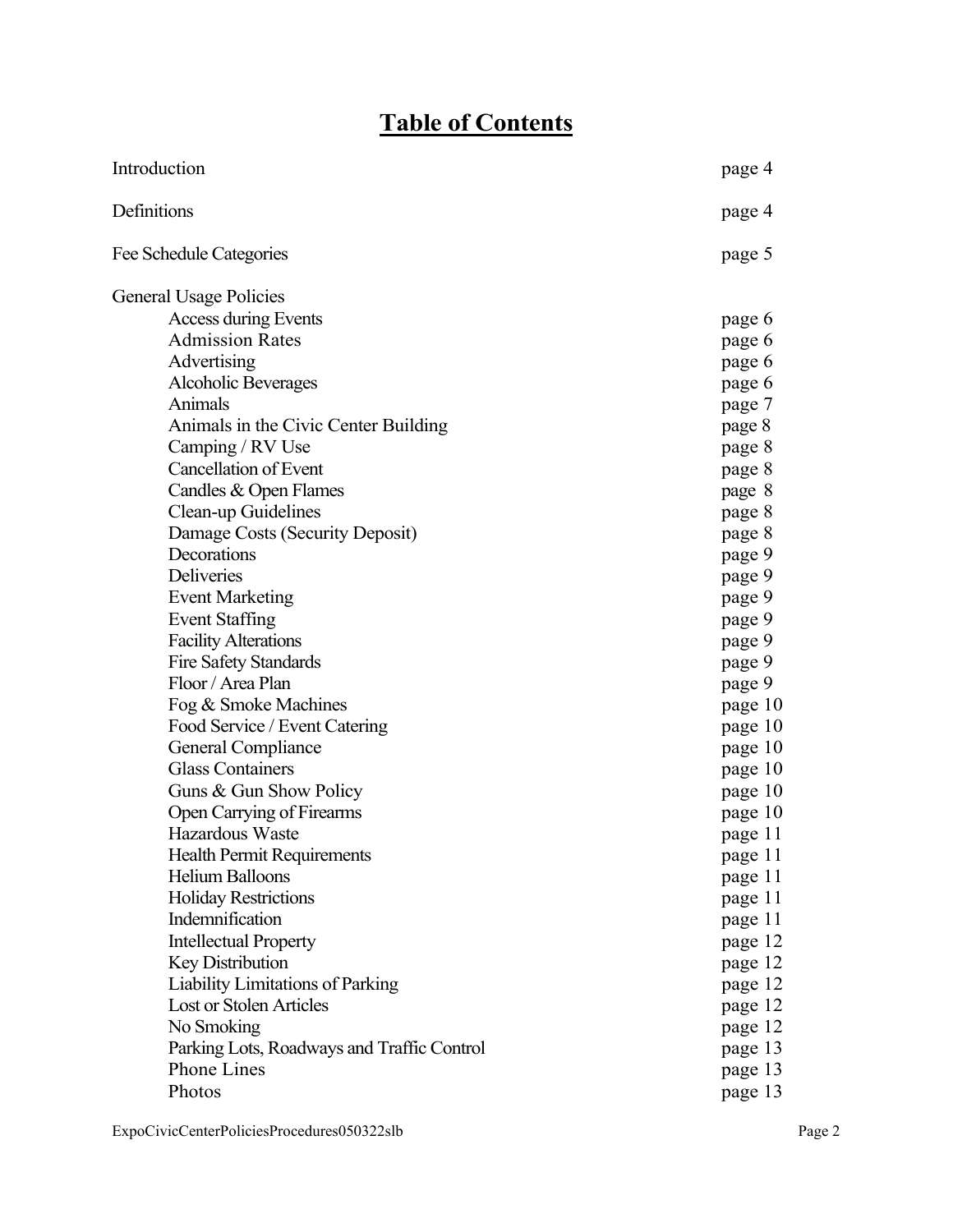# Table of Contents

| | |
|---|---|
| Introduction | page 4 |
| Definitions | page 4 |
| Fee Schedule Categories | page 5 |
| General Usage Policies | |
| Access during Events | page 6 |
| Admission Rates | page 6 |
| Advertising | page 6 |
| Alcoholic Beverages | page 6 |
| Animals | page 7 |
| Animals in the Civic Center Building | page 8 |
| Camping / RV Use | page 8 |
| Cancellation of Event | page 8 |
| Candles & Open Flames | page 8 |
| Clean-up Guidelines | page 8 |
| Damage Costs (Security Deposit) | page 8 |
| Decorations | page 9 |
| Deliveries | page 9 |
| Event Marketing | page 9 |
| Event Staffing | page 9 |
| Facility Alterations | page 9 |
| Fire Safety Standards | page 9 |
| Floor / Area Plan | page 9 |
| Fog & Smoke Machines | page 10 |
| Food Service / Event Catering | page 10 |
| General Compliance | page 10 |
| Glass Containers | page 10 |
| Guns & Gun Show Policy | page 10 |
| Open Carrying of Firearms | page 10 |
| Hazardous Waste | page 11 |
| Health Permit Requirements | page 11 |
| Helium Balloons | page 11 |
| Holiday Restrictions | page 11 |
| Indemnification | page 11 |
| Intellectual Property | page 12 |
| Key Distribution | page 12 |
| Liability Limitations of Parking | page 12 |
| Lost or Stolen Articles | page 12 |
| No Smoking | page 12 |
| Parking Lots, Roadways and Traffic Control | page 13 |
| Phone Lines | page 13 |
| Photos | page 13 |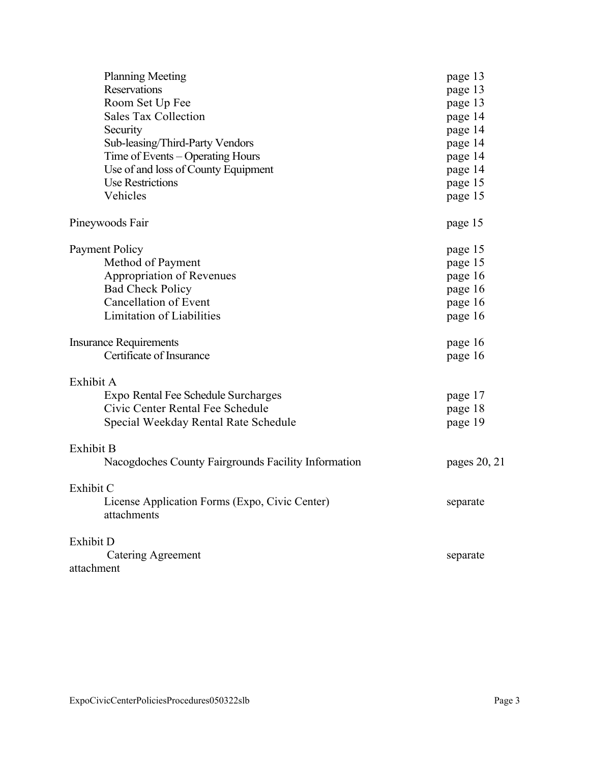| | |
|---|---|
| Planning Meeting | page 13 |
| Reservations | page 13 |
| Room Set Up Fee | page 13 |
| Sales Tax Collection | page 14 |
| Security | page 14 |
| Sub-leasing/Third-Party Vendors | page 14 |
| Time of Events – Operating Hours | page 14 |
| Use of and loss of County Equipment | page 14 |
| Use Restrictions | page 15 |
| Vehicles | page 15 |
| | |
| Pineywoods Fair | page 15 |
| | |
| Payment Policy | page 15 |
| Method of Payment | page 15 |
| Appropriation of Revenues | page 16 |
| Bad Check Policy | page 16 |
| Cancellation of Event | page 16 |
| Limitation of Liabilities | page 16 |
| | |
| Insurance Requirements | page 16 |
| Certificate of Insurance | page 16 |
| | |
| Exhibit A | |
| Expo Rental Fee Schedule Surcharges | page 17 |
| Civic Center Rental Fee Schedule | page 18 |
| Special Weekday Rental Rate Schedule | page 19 |
| | |
| Exhibit B | |
| Nacogdoches County Fairgrounds Facility Information | pages 20, 21 |
| | |
| Exhibit C | |
| License Application Forms (Expo, Civic Center) attachments | separate |
| | |
| Exhibit D | |
| Catering Agreement attachment | separate |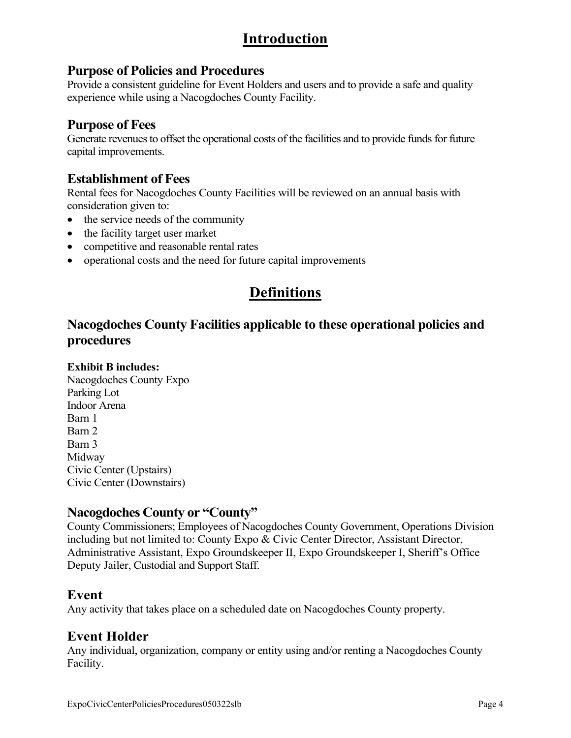# Introduction

## Purpose of Policies and Procedures

Provide a consistent guideline for Event Holders and users and to provide a safe and quality experience while using a Nacogdoches County Facility.

## Purpose of Fees

Generate revenues to offset the operational costs of the facilities and to provide funds for future capital improvements.

## Establishment of Fees

Rental fees for Nacogdoches County Facilities will be reviewed on an annual basis with consideration given to:

- the service needs of the community
- the facility target user market
- competitive and reasonable rental rates
- operational costs and the need for future capital improvements

# Definitions

## Nacogdoches County Facilities applicable to these operational policies and procedures

**Exhibit B includes:**

Nacogdoches County Expo
Parking Lot
Indoor Arena
Barn 1
Barn 2
Barn 3
Midway
Civic Center (Upstairs)
Civic Center (Downstairs)

## Nacogdoches County or "County"

County Commissioners; Employees of Nacogdoches County Government, Operations Division including but not limited to: County Expo & Civic Center Director, Assistant Director, Administrative Assistant, Expo Groundskeeper II, Expo Groundskeeper I, Sheriff's Office Deputy Jailer, Custodial and Support Staff.

## Event

Any activity that takes place on a scheduled date on Nacogdoches County property.

## Event Holder

Any individual, organization, company or entity using and/or renting a Nacogdoches County Facility.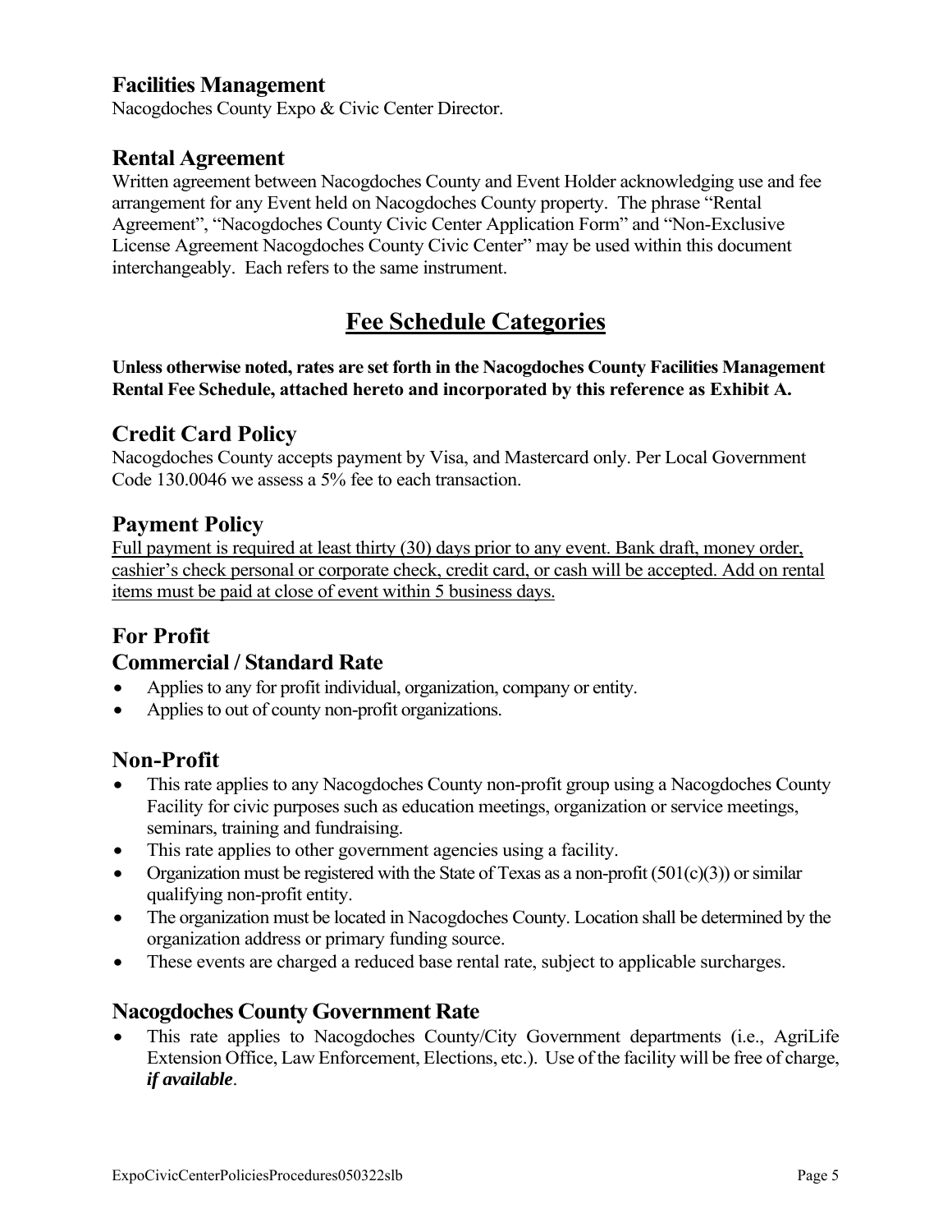## Facilities Management

Nacogdoches County Expo & Civic Center Director.

## Rental Agreement

Written agreement between Nacogdoches County and Event Holder acknowledging use and fee arrangement for any Event held on Nacogdoches County property. The phrase "Rental Agreement", "Nacogdoches County Civic Center Application Form" and "Non-Exclusive License Agreement Nacogdoches County Civic Center" may be used within this document interchangeably. Each refers to the same instrument.

# Fee Schedule Categories

**Unless otherwise noted, rates are set forth in the Nacogdoches County Facilities Management Rental Fee Schedule, attached hereto and incorporated by this reference as Exhibit A.**

## Credit Card Policy

Nacogdoches County accepts payment by Visa, and Mastercard only. Per Local Government Code 130.0046 we assess a 5% fee to each transaction.

## Payment Policy

<u>Full payment is required at least thirty (30) days prior to any event. Bank draft, money order, cashier's check personal or corporate check, credit card, or cash will be accepted. Add on rental items must be paid at close of event within 5 business days.</u>

## For Profit

### Commercial / Standard Rate

- Applies to any for profit individual, organization, company or entity.
- Applies to out of county non-profit organizations.

## Non-Profit

- This rate applies to any Nacogdoches County non-profit group using a Nacogdoches County Facility for civic purposes such as education meetings, organization or service meetings, seminars, training and fundraising.
- This rate applies to other government agencies using a facility.
- Organization must be registered with the State of Texas as a non-profit (501(c)(3)) or similar qualifying non-profit entity.
- The organization must be located in Nacogdoches County. Location shall be determined by the organization address or primary funding source.
- These events are charged a reduced base rental rate, subject to applicable surcharges.

### Nacogdoches County Government Rate

- This rate applies to Nacogdoches County/City Government departments (i.e., AgriLife Extension Office, Law Enforcement, Elections, etc.). Use of the facility will be free of charge, ***if available***.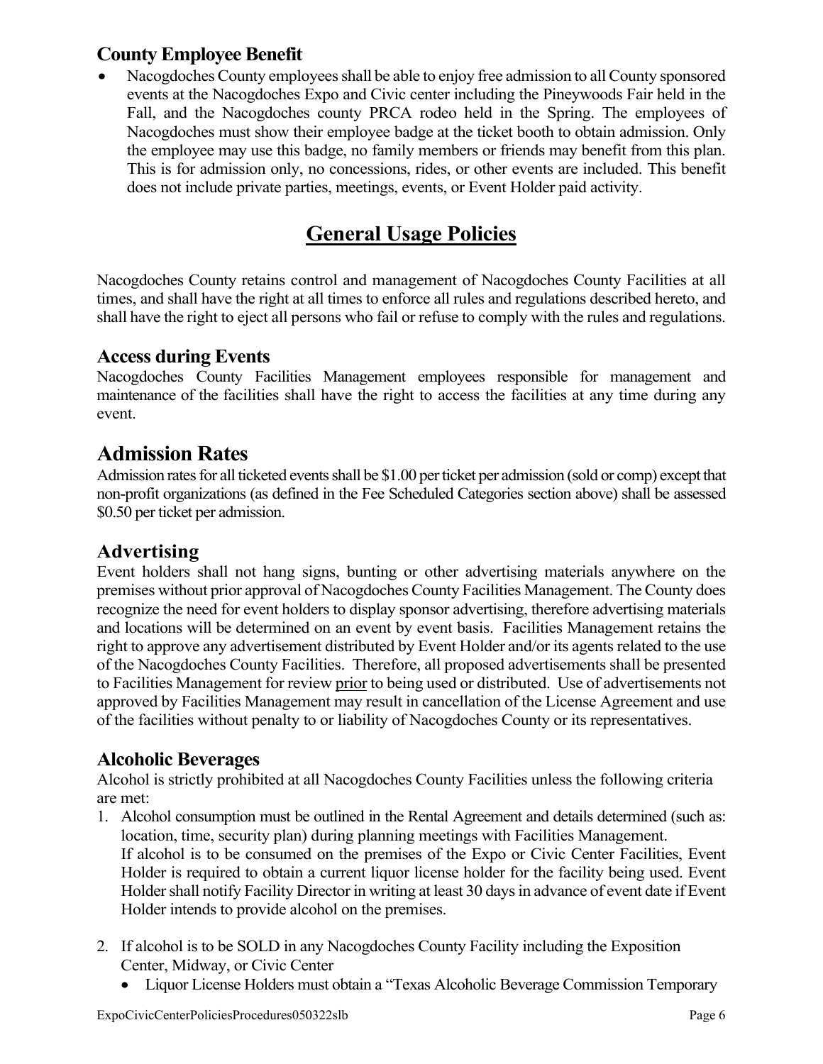### County Employee Benefit

- Nacogdoches County employees shall be able to enjoy free admission to all County sponsored events at the Nacogdoches Expo and Civic center including the Pineywoods Fair held in the Fall, and the Nacogdoches county PRCA rodeo held in the Spring. The employees of Nacogdoches must show their employee badge at the ticket booth to obtain admission. Only the employee may use this badge, no family members or friends may benefit from this plan. This is for admission only, no concessions, rides, or other events are included. This benefit does not include private parties, meetings, events, or Event Holder paid activity.

# General Usage Policies

Nacogdoches County retains control and management of Nacogdoches County Facilities at all times, and shall have the right at all times to enforce all rules and regulations described hereto, and shall have the right to eject all persons who fail or refuse to comply with the rules and regulations.

### Access during Events

Nacogdoches County Facilities Management employees responsible for management and maintenance of the facilities shall have the right to access the facilities at any time during any event.

## Admission Rates

Admission rates for all ticketed events shall be $1.00 per ticket per admission (sold or comp) except that non-profit organizations (as defined in the Fee Scheduled Categories section above) shall be assessed $0.50 per ticket per admission.

## Advertising

Event holders shall not hang signs, bunting or other advertising materials anywhere on the premises without prior approval of Nacogdoches County Facilities Management. The County does recognize the need for event holders to display sponsor advertising, therefore advertising materials and locations will be determined on an event by event basis. Facilities Management retains the right to approve any advertisement distributed by Event Holder and/or its agents related to the use of the Nacogdoches County Facilities. Therefore, all proposed advertisements shall be presented to Facilities Management for review prior to being used or distributed. Use of advertisements not approved by Facilities Management may result in cancellation of the License Agreement and use of the facilities without penalty to or liability of Nacogdoches County or its representatives.

### Alcoholic Beverages

Alcohol is strictly prohibited at all Nacogdoches County Facilities unless the following criteria are met:

1. Alcohol consumption must be outlined in the Rental Agreement and details determined (such as: location, time, security plan) during planning meetings with Facilities Management.
   If alcohol is to be consumed on the premises of the Expo or Civic Center Facilities, Event Holder is required to obtain a current liquor license holder for the facility being used. Event Holder shall notify Facility Director in writing at least 30 days in advance of event date if Event Holder intends to provide alcohol on the premises.

2. If alcohol is to be SOLD in any Nacogdoches County Facility including the Exposition Center, Midway, or Civic Center
   - Liquor License Holders must obtain a "Texas Alcoholic Beverage Commission Temporary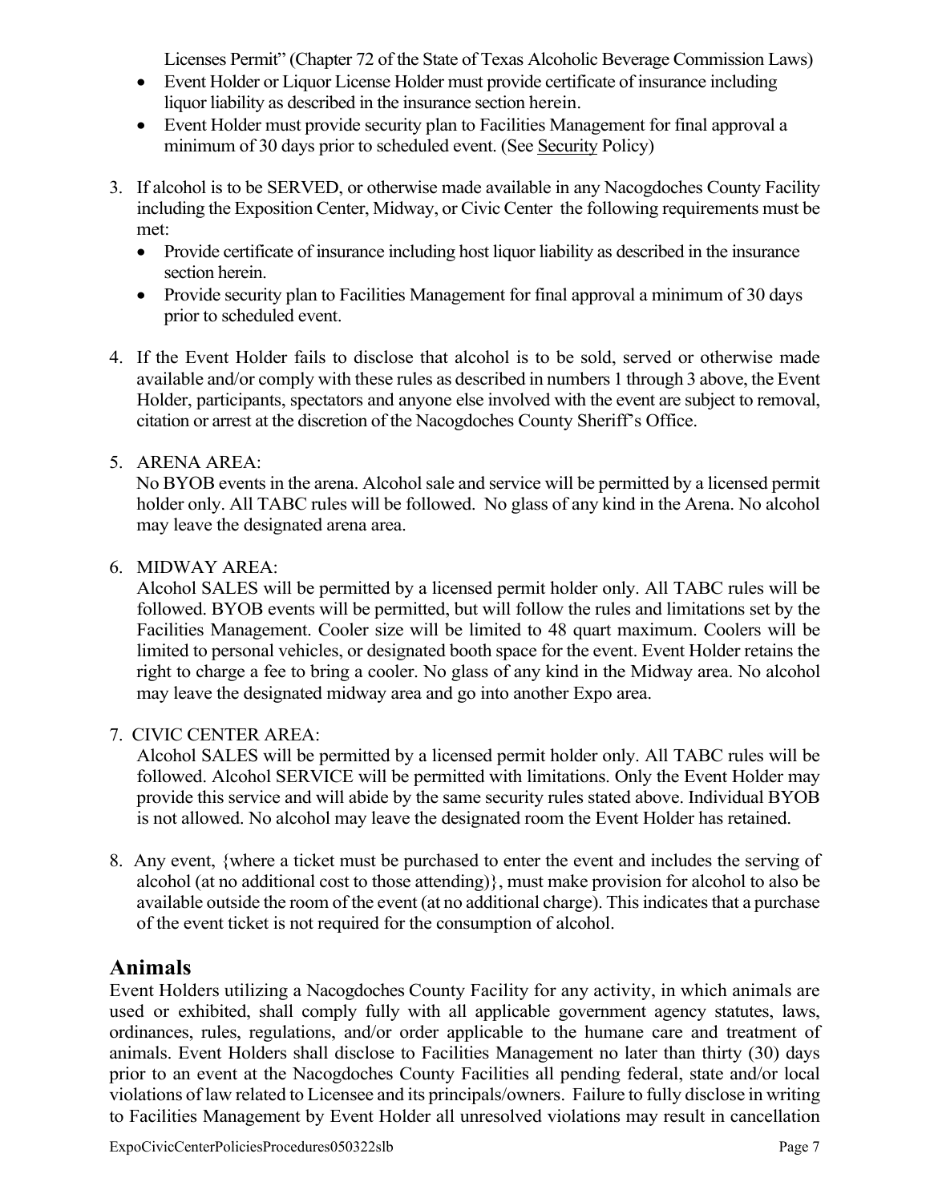Licenses Permit" (Chapter 72 of the State of Texas Alcoholic Beverage Commission Laws)

- Event Holder or Liquor License Holder must provide certificate of insurance including liquor liability as described in the insurance section herein.
- Event Holder must provide security plan to Facilities Management for final approval a minimum of 30 days prior to scheduled event. (See Security Policy)

3. If alcohol is to be SERVED, or otherwise made available in any Nacogdoches County Facility including the Exposition Center, Midway, or Civic Center the following requirements must be met:
   - Provide certificate of insurance including host liquor liability as described in the insurance section herein.
   - Provide security plan to Facilities Management for final approval a minimum of 30 days prior to scheduled event.

4. If the Event Holder fails to disclose that alcohol is to be sold, served or otherwise made available and/or comply with these rules as described in numbers 1 through 3 above, the Event Holder, participants, spectators and anyone else involved with the event are subject to removal, citation or arrest at the discretion of the Nacogdoches County Sheriff's Office.

5. ARENA AREA:
   No BYOB events in the arena. Alcohol sale and service will be permitted by a licensed permit holder only. All TABC rules will be followed. No glass of any kind in the Arena. No alcohol may leave the designated arena area.

6. MIDWAY AREA:
   Alcohol SALES will be permitted by a licensed permit holder only. All TABC rules will be followed. BYOB events will be permitted, but will follow the rules and limitations set by the Facilities Management. Cooler size will be limited to 48 quart maximum. Coolers will be limited to personal vehicles, or designated booth space for the event. Event Holder retains the right to charge a fee to bring a cooler. No glass of any kind in the Midway area. No alcohol may leave the designated midway area and go into another Expo area.

7. CIVIC CENTER AREA:
   Alcohol SALES will be permitted by a licensed permit holder only. All TABC rules will be followed. Alcohol SERVICE will be permitted with limitations. Only the Event Holder may provide this service and will abide by the same security rules stated above. Individual BYOB is not allowed. No alcohol may leave the designated room the Event Holder has retained.

8. Any event, {where a ticket must be purchased to enter the event and includes the serving of alcohol (at no additional cost to those attending)}, must make provision for alcohol to also be available outside the room of the event (at no additional charge). This indicates that a purchase of the event ticket is not required for the consumption of alcohol.

## Animals

Event Holders utilizing a Nacogdoches County Facility for any activity, in which animals are used or exhibited, shall comply fully with all applicable government agency statutes, laws, ordinances, rules, regulations, and/or order applicable to the humane care and treatment of animals. Event Holders shall disclose to Facilities Management no later than thirty (30) days prior to an event at the Nacogdoches County Facilities all pending federal, state and/or local violations of law related to Licensee and its principals/owners. Failure to fully disclose in writing to Facilities Management by Event Holder all unresolved violations may result in cancellation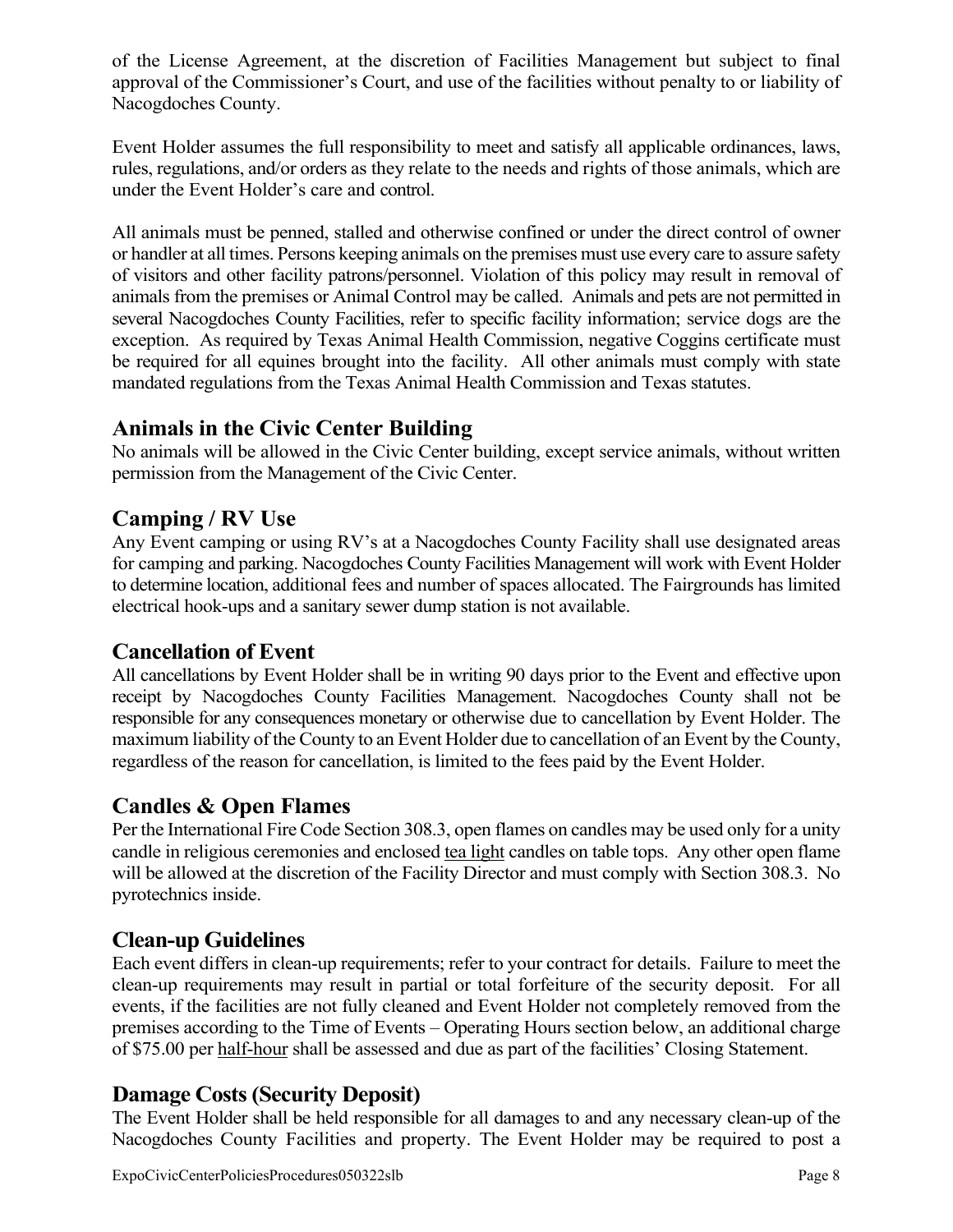of the License Agreement, at the discretion of Facilities Management but subject to final approval of the Commissioner's Court, and use of the facilities without penalty to or liability of Nacogdoches County.

Event Holder assumes the full responsibility to meet and satisfy all applicable ordinances, laws, rules, regulations, and/or orders as they relate to the needs and rights of those animals, which are under the Event Holder's care and control.

All animals must be penned, stalled and otherwise confined or under the direct control of owner or handler at all times. Persons keeping animals on the premises must use every care to assure safety of visitors and other facility patrons/personnel. Violation of this policy may result in removal of animals from the premises or Animal Control may be called. Animals and pets are not permitted in several Nacogdoches County Facilities, refer to specific facility information; service dogs are the exception. As required by Texas Animal Health Commission, negative Coggins certificate must be required for all equines brought into the facility. All other animals must comply with state mandated regulations from the Texas Animal Health Commission and Texas statutes.

## Animals in the Civic Center Building

No animals will be allowed in the Civic Center building, except service animals, without written permission from the Management of the Civic Center.

## Camping / RV Use

Any Event camping or using RV's at a Nacogdoches County Facility shall use designated areas for camping and parking. Nacogdoches County Facilities Management will work with Event Holder to determine location, additional fees and number of spaces allocated. The Fairgrounds has limited electrical hook-ups and a sanitary sewer dump station is not available.

## Cancellation of Event

All cancellations by Event Holder shall be in writing 90 days prior to the Event and effective upon receipt by Nacogdoches County Facilities Management. Nacogdoches County shall not be responsible for any consequences monetary or otherwise due to cancellation by Event Holder. The maximum liability of the County to an Event Holder due to cancellation of an Event by the County, regardless of the reason for cancellation, is limited to the fees paid by the Event Holder.

## Candles & Open Flames

Per the International Fire Code Section 308.3, open flames on candles may be used only for a unity candle in religious ceremonies and enclosed tea light candles on table tops. Any other open flame will be allowed at the discretion of the Facility Director and must comply with Section 308.3. No pyrotechnics inside.

## Clean-up Guidelines

Each event differs in clean-up requirements; refer to your contract for details. Failure to meet the clean-up requirements may result in partial or total forfeiture of the security deposit. For all events, if the facilities are not fully cleaned and Event Holder not completely removed from the premises according to the Time of Events – Operating Hours section below, an additional charge of $75.00 per half-hour shall be assessed and due as part of the facilities' Closing Statement.

## Damage Costs (Security Deposit)

The Event Holder shall be held responsible for all damages to and any necessary clean-up of the Nacogdoches County Facilities and property. The Event Holder may be required to post a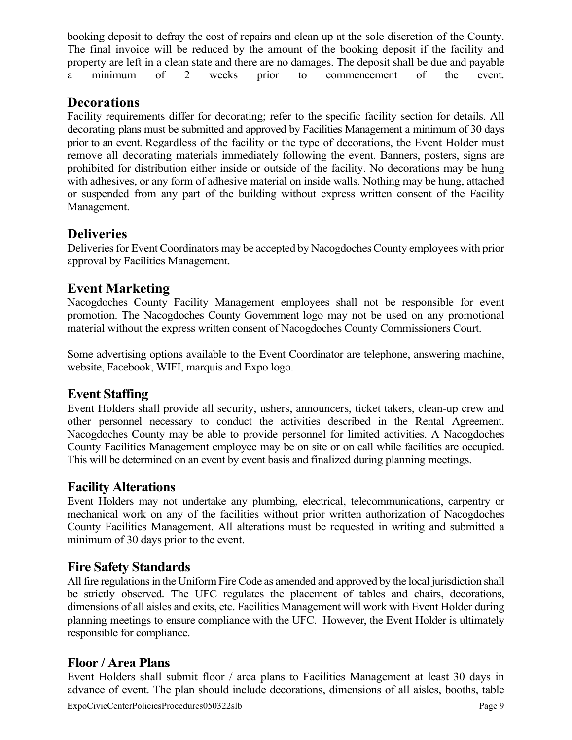booking deposit to defray the cost of repairs and clean up at the sole discretion of the County. The final invoice will be reduced by the amount of the booking deposit if the facility and property are left in a clean state and there are no damages. The deposit shall be due and payable a minimum of 2 weeks prior to commencement of the event.

## Decorations

Facility requirements differ for decorating; refer to the specific facility section for details. All decorating plans must be submitted and approved by Facilities Management a minimum of 30 days prior to an event. Regardless of the facility or the type of decorations, the Event Holder must remove all decorating materials immediately following the event. Banners, posters, signs are prohibited for distribution either inside or outside of the facility. No decorations may be hung with adhesives, or any form of adhesive material on inside walls. Nothing may be hung, attached or suspended from any part of the building without express written consent of the Facility Management.

## Deliveries

Deliveries for Event Coordinators may be accepted by Nacogdoches County employees with prior approval by Facilities Management.

## Event Marketing

Nacogdoches County Facility Management employees shall not be responsible for event promotion. The Nacogdoches County Government logo may not be used on any promotional material without the express written consent of Nacogdoches County Commissioners Court.

Some advertising options available to the Event Coordinator are telephone, answering machine, website, Facebook, WIFI, marquis and Expo logo.

## Event Staffing

Event Holders shall provide all security, ushers, announcers, ticket takers, clean-up crew and other personnel necessary to conduct the activities described in the Rental Agreement. Nacogdoches County may be able to provide personnel for limited activities. A Nacogdoches County Facilities Management employee may be on site or on call while facilities are occupied. This will be determined on an event by event basis and finalized during planning meetings.

## Facility Alterations

Event Holders may not undertake any plumbing, electrical, telecommunications, carpentry or mechanical work on any of the facilities without prior written authorization of Nacogdoches County Facilities Management. All alterations must be requested in writing and submitted a minimum of 30 days prior to the event.

## Fire Safety Standards

All fire regulations in the Uniform Fire Code as amended and approved by the local jurisdiction shall be strictly observed. The UFC regulates the placement of tables and chairs, decorations, dimensions of all aisles and exits, etc. Facilities Management will work with Event Holder during planning meetings to ensure compliance with the UFC. However, the Event Holder is ultimately responsible for compliance.

## Floor / Area Plans

Event Holders shall submit floor / area plans to Facilities Management at least 30 days in advance of event. The plan should include decorations, dimensions of all aisles, booths, table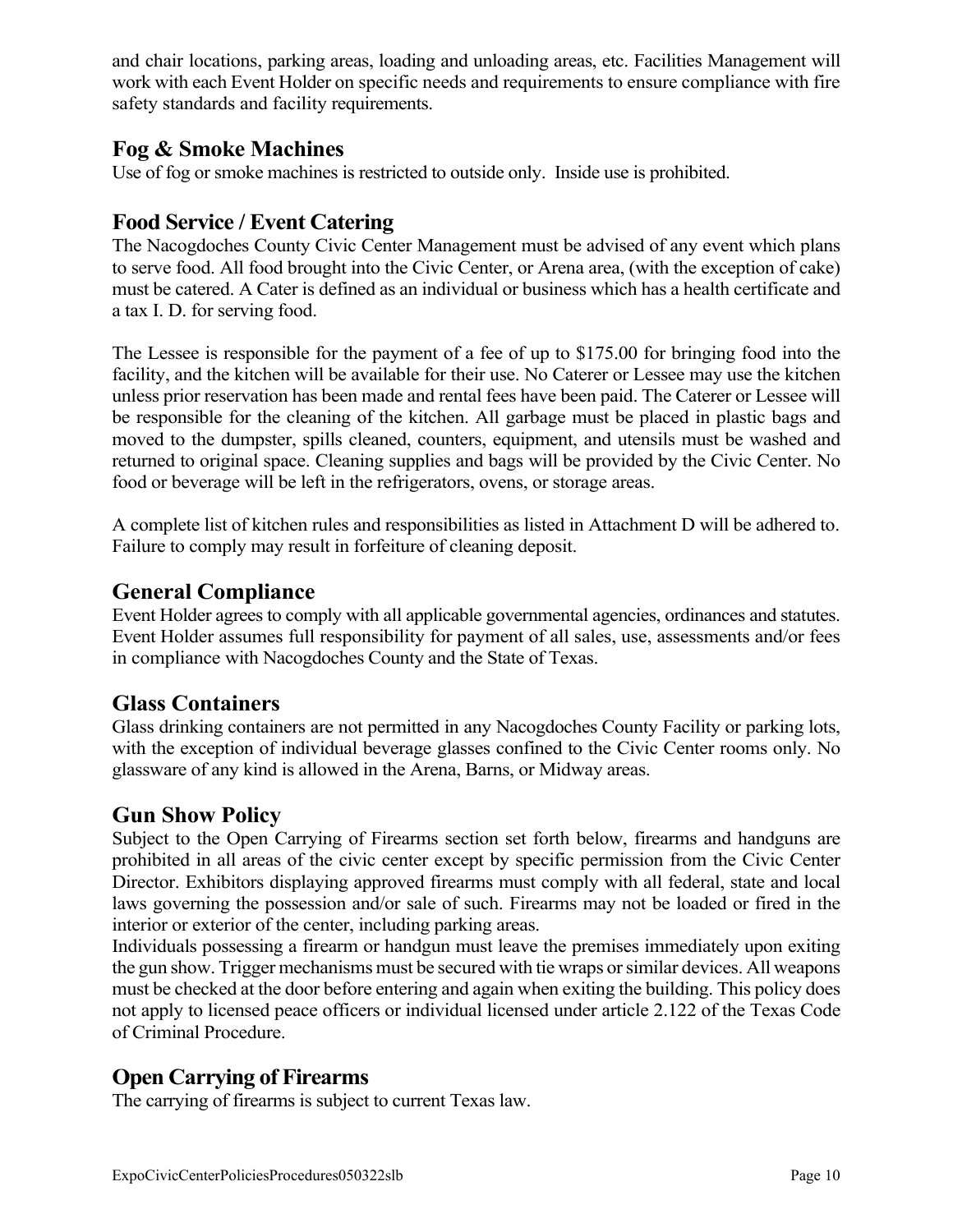and chair locations, parking areas, loading and unloading areas, etc. Facilities Management will work with each Event Holder on specific needs and requirements to ensure compliance with fire safety standards and facility requirements.

## Fog & Smoke Machines

Use of fog or smoke machines is restricted to outside only. Inside use is prohibited.

## Food Service / Event Catering

The Nacogdoches County Civic Center Management must be advised of any event which plans to serve food. All food brought into the Civic Center, or Arena area, (with the exception of cake) must be catered. A Cater is defined as an individual or business which has a health certificate and a tax I. D. for serving food.

The Lessee is responsible for the payment of a fee of up to $175.00 for bringing food into the facility, and the kitchen will be available for their use. No Caterer or Lessee may use the kitchen unless prior reservation has been made and rental fees have been paid. The Caterer or Lessee will be responsible for the cleaning of the kitchen. All garbage must be placed in plastic bags and moved to the dumpster, spills cleaned, counters, equipment, and utensils must be washed and returned to original space. Cleaning supplies and bags will be provided by the Civic Center. No food or beverage will be left in the refrigerators, ovens, or storage areas.

A complete list of kitchen rules and responsibilities as listed in Attachment D will be adhered to. Failure to comply may result in forfeiture of cleaning deposit.

## General Compliance

Event Holder agrees to comply with all applicable governmental agencies, ordinances and statutes. Event Holder assumes full responsibility for payment of all sales, use, assessments and/or fees in compliance with Nacogdoches County and the State of Texas.

## Glass Containers

Glass drinking containers are not permitted in any Nacogdoches County Facility or parking lots, with the exception of individual beverage glasses confined to the Civic Center rooms only. No glassware of any kind is allowed in the Arena, Barns, or Midway areas.

## Gun Show Policy

Subject to the Open Carrying of Firearms section set forth below, firearms and handguns are prohibited in all areas of the civic center except by specific permission from the Civic Center Director. Exhibitors displaying approved firearms must comply with all federal, state and local laws governing the possession and/or sale of such. Firearms may not be loaded or fired in the interior or exterior of the center, including parking areas.

Individuals possessing a firearm or handgun must leave the premises immediately upon exiting the gun show. Trigger mechanisms must be secured with tie wraps or similar devices. All weapons must be checked at the door before entering and again when exiting the building. This policy does not apply to licensed peace officers or individual licensed under article 2.122 of the Texas Code of Criminal Procedure.

## Open Carrying of Firearms

The carrying of firearms is subject to current Texas law.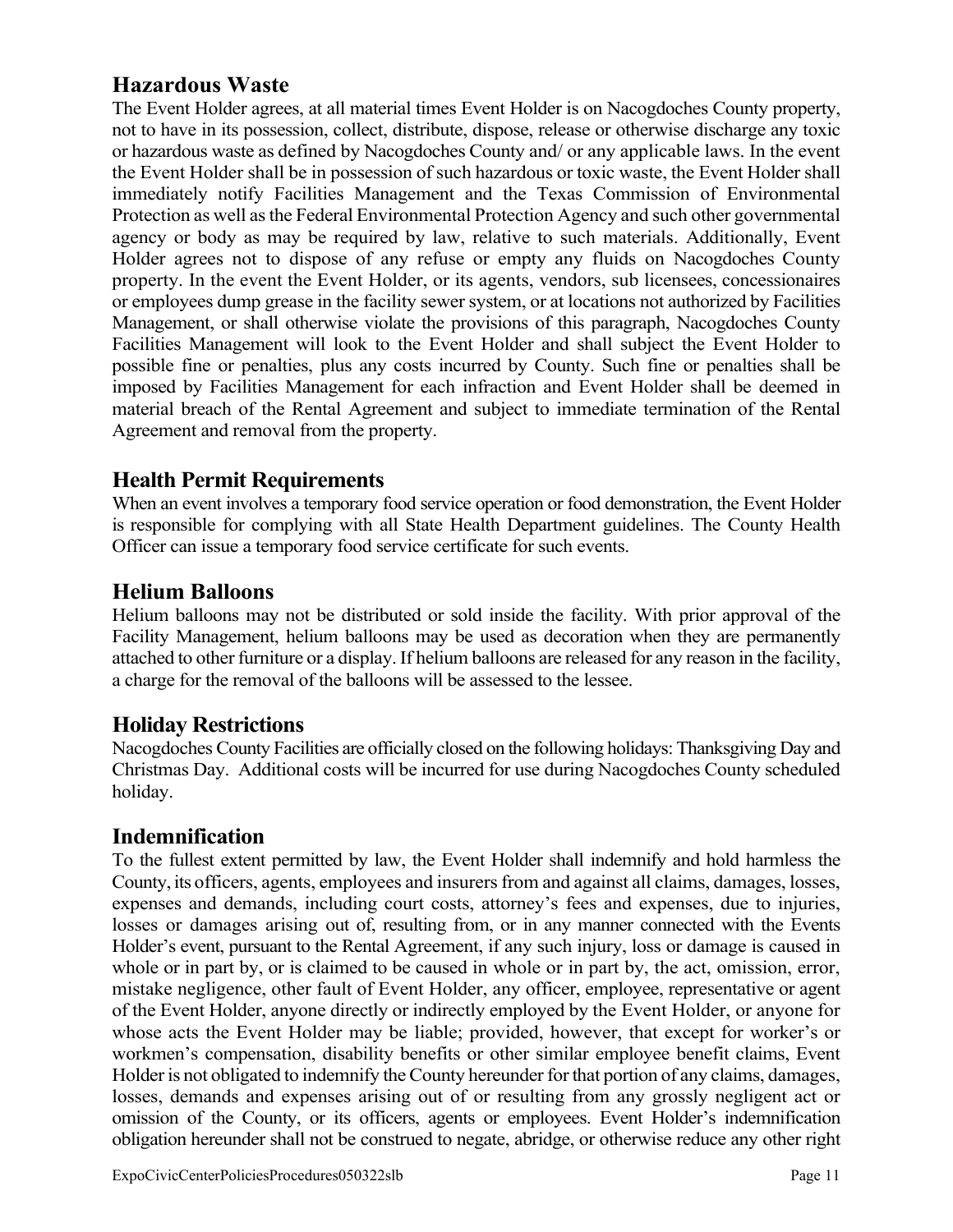## Hazardous Waste

The Event Holder agrees, at all material times Event Holder is on Nacogdoches County property, not to have in its possession, collect, distribute, dispose, release or otherwise discharge any toxic or hazardous waste as defined by Nacogdoches County and/ or any applicable laws. In the event the Event Holder shall be in possession of such hazardous or toxic waste, the Event Holder shall immediately notify Facilities Management and the Texas Commission of Environmental Protection as well as the Federal Environmental Protection Agency and such other governmental agency or body as may be required by law, relative to such materials. Additionally, Event Holder agrees not to dispose of any refuse or empty any fluids on Nacogdoches County property. In the event the Event Holder, or its agents, vendors, sub licensees, concessionaires or employees dump grease in the facility sewer system, or at locations not authorized by Facilities Management, or shall otherwise violate the provisions of this paragraph, Nacogdoches County Facilities Management will look to the Event Holder and shall subject the Event Holder to possible fine or penalties, plus any costs incurred by County. Such fine or penalties shall be imposed by Facilities Management for each infraction and Event Holder shall be deemed in material breach of the Rental Agreement and subject to immediate termination of the Rental Agreement and removal from the property.

## Health Permit Requirements

When an event involves a temporary food service operation or food demonstration, the Event Holder is responsible for complying with all State Health Department guidelines. The County Health Officer can issue a temporary food service certificate for such events.

## Helium Balloons

Helium balloons may not be distributed or sold inside the facility. With prior approval of the Facility Management, helium balloons may be used as decoration when they are permanently attached to other furniture or a display. If helium balloons are released for any reason in the facility, a charge for the removal of the balloons will be assessed to the lessee.

## Holiday Restrictions

Nacogdoches County Facilities are officially closed on the following holidays: Thanksgiving Day and Christmas Day. Additional costs will be incurred for use during Nacogdoches County scheduled holiday.

## Indemnification

To the fullest extent permitted by law, the Event Holder shall indemnify and hold harmless the County, its officers, agents, employees and insurers from and against all claims, damages, losses, expenses and demands, including court costs, attorney's fees and expenses, due to injuries, losses or damages arising out of, resulting from, or in any manner connected with the Events Holder's event, pursuant to the Rental Agreement, if any such injury, loss or damage is caused in whole or in part by, or is claimed to be caused in whole or in part by, the act, omission, error, mistake negligence, other fault of Event Holder, any officer, employee, representative or agent of the Event Holder, anyone directly or indirectly employed by the Event Holder, or anyone for whose acts the Event Holder may be liable; provided, however, that except for worker's or workmen's compensation, disability benefits or other similar employee benefit claims, Event Holder is not obligated to indemnify the County hereunder for that portion of any claims, damages, losses, demands and expenses arising out of or resulting from any grossly negligent act or omission of the County, or its officers, agents or employees. Event Holder's indemnification obligation hereunder shall not be construed to negate, abridge, or otherwise reduce any other right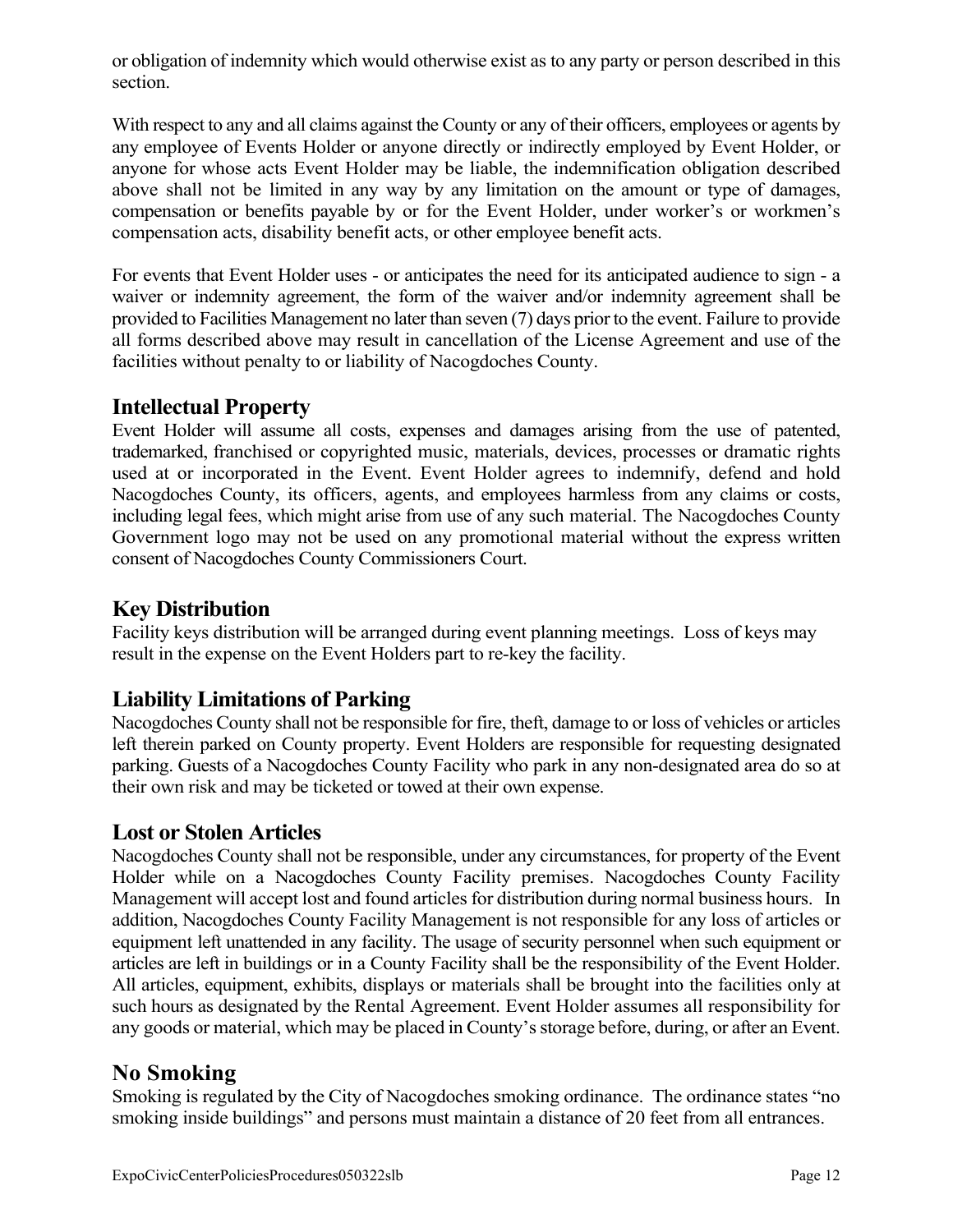or obligation of indemnity which would otherwise exist as to any party or person described in this section.

With respect to any and all claims against the County or any of their officers, employees or agents by any employee of Events Holder or anyone directly or indirectly employed by Event Holder, or anyone for whose acts Event Holder may be liable, the indemnification obligation described above shall not be limited in any way by any limitation on the amount or type of damages, compensation or benefits payable by or for the Event Holder, under worker's or workmen's compensation acts, disability benefit acts, or other employee benefit acts.

For events that Event Holder uses - or anticipates the need for its anticipated audience to sign - a waiver or indemnity agreement, the form of the waiver and/or indemnity agreement shall be provided to Facilities Management no later than seven (7) days prior to the event. Failure to provide all forms described above may result in cancellation of the License Agreement and use of the facilities without penalty to or liability of Nacogdoches County.

## Intellectual Property

Event Holder will assume all costs, expenses and damages arising from the use of patented, trademarked, franchised or copyrighted music, materials, devices, processes or dramatic rights used at or incorporated in the Event. Event Holder agrees to indemnify, defend and hold Nacogdoches County, its officers, agents, and employees harmless from any claims or costs, including legal fees, which might arise from use of any such material. The Nacogdoches County Government logo may not be used on any promotional material without the express written consent of Nacogdoches County Commissioners Court.

## Key Distribution

Facility keys distribution will be arranged during event planning meetings. Loss of keys may result in the expense on the Event Holders part to re-key the facility.

## Liability Limitations of Parking

Nacogdoches County shall not be responsible for fire, theft, damage to or loss of vehicles or articles left therein parked on County property. Event Holders are responsible for requesting designated parking. Guests of a Nacogdoches County Facility who park in any non-designated area do so at their own risk and may be ticketed or towed at their own expense.

## Lost or Stolen Articles

Nacogdoches County shall not be responsible, under any circumstances, for property of the Event Holder while on a Nacogdoches County Facility premises. Nacogdoches County Facility Management will accept lost and found articles for distribution during normal business hours. In addition, Nacogdoches County Facility Management is not responsible for any loss of articles or equipment left unattended in any facility. The usage of security personnel when such equipment or articles are left in buildings or in a County Facility shall be the responsibility of the Event Holder. All articles, equipment, exhibits, displays or materials shall be brought into the facilities only at such hours as designated by the Rental Agreement. Event Holder assumes all responsibility for any goods or material, which may be placed in County's storage before, during, or after an Event.

## No Smoking

Smoking is regulated by the City of Nacogdoches smoking ordinance. The ordinance states "no smoking inside buildings" and persons must maintain a distance of 20 feet from all entrances.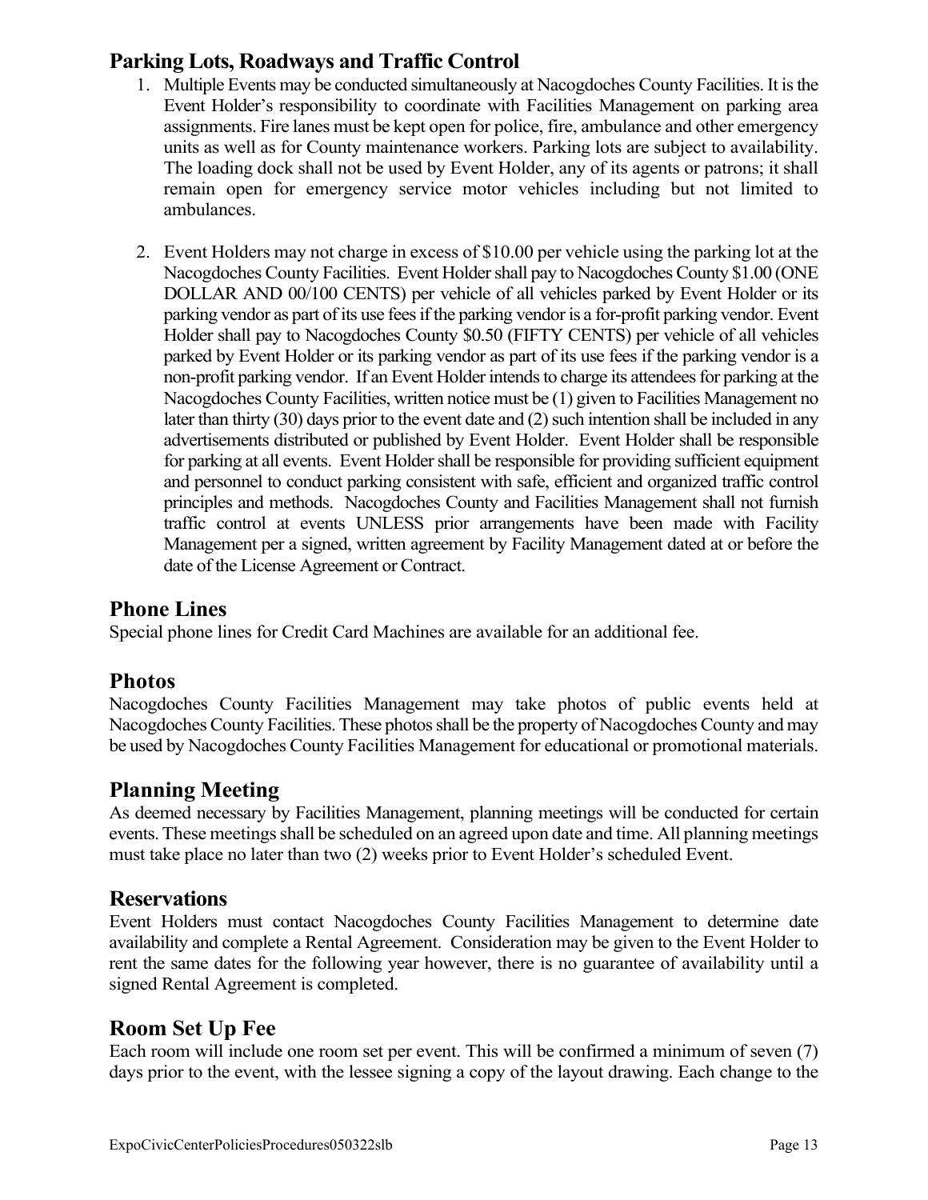## Parking Lots, Roadways and Traffic Control

1. Multiple Events may be conducted simultaneously at Nacogdoches County Facilities. It is the Event Holder's responsibility to coordinate with Facilities Management on parking area assignments. Fire lanes must be kept open for police, fire, ambulance and other emergency units as well as for County maintenance workers. Parking lots are subject to availability. The loading dock shall not be used by Event Holder, any of its agents or patrons; it shall remain open for emergency service motor vehicles including but not limited to ambulances.

2. Event Holders may not charge in excess of $10.00 per vehicle using the parking lot at the Nacogdoches County Facilities. Event Holder shall pay to Nacogdoches County $1.00 (ONE DOLLAR AND 00/100 CENTS) per vehicle of all vehicles parked by Event Holder or its parking vendor as part of its use fees if the parking vendor is a for-profit parking vendor. Event Holder shall pay to Nacogdoches County $0.50 (FIFTY CENTS) per vehicle of all vehicles parked by Event Holder or its parking vendor as part of its use fees if the parking vendor is a non-profit parking vendor. If an Event Holder intends to charge its attendees for parking at the Nacogdoches County Facilities, written notice must be (1) given to Facilities Management no later than thirty (30) days prior to the event date and (2) such intention shall be included in any advertisements distributed or published by Event Holder. Event Holder shall be responsible for parking at all events. Event Holder shall be responsible for providing sufficient equipment and personnel to conduct parking consistent with safe, efficient and organized traffic control principles and methods. Nacogdoches County and Facilities Management shall not furnish traffic control at events UNLESS prior arrangements have been made with Facility Management per a signed, written agreement by Facility Management dated at or before the date of the License Agreement or Contract.

## Phone Lines

Special phone lines for Credit Card Machines are available for an additional fee.

## Photos

Nacogdoches County Facilities Management may take photos of public events held at Nacogdoches County Facilities. These photos shall be the property of Nacogdoches County and may be used by Nacogdoches County Facilities Management for educational or promotional materials.

## Planning Meeting

As deemed necessary by Facilities Management, planning meetings will be conducted for certain events. These meetings shall be scheduled on an agreed upon date and time. All planning meetings must take place no later than two (2) weeks prior to Event Holder's scheduled Event.

## Reservations

Event Holders must contact Nacogdoches County Facilities Management to determine date availability and complete a Rental Agreement. Consideration may be given to the Event Holder to rent the same dates for the following year however, there is no guarantee of availability until a signed Rental Agreement is completed.

## Room Set Up Fee

Each room will include one room set per event. This will be confirmed a minimum of seven (7) days prior to the event, with the lessee signing a copy of the layout drawing. Each change to the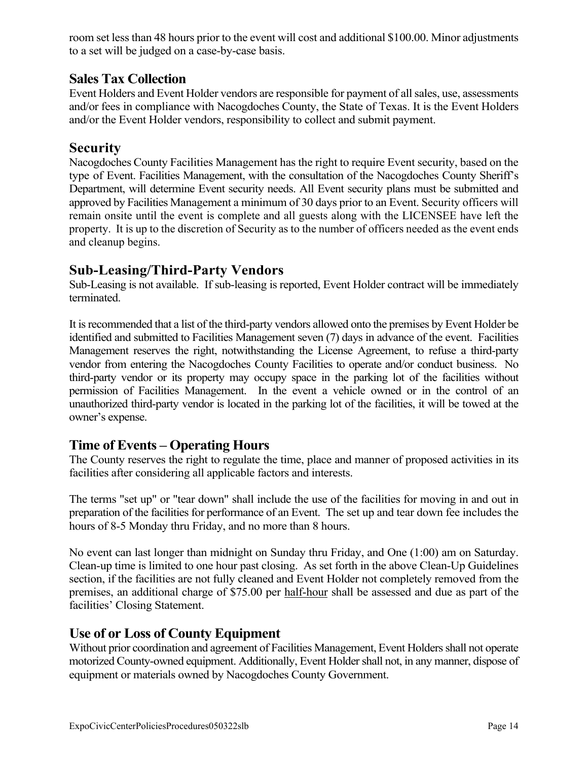room set less than 48 hours prior to the event will cost and additional $100.00. Minor adjustments to a set will be judged on a case-by-case basis.

## Sales Tax Collection

Event Holders and Event Holder vendors are responsible for payment of all sales, use, assessments and/or fees in compliance with Nacogdoches County, the State of Texas. It is the Event Holders and/or the Event Holder vendors, responsibility to collect and submit payment.

## Security

Nacogdoches County Facilities Management has the right to require Event security, based on the type of Event. Facilities Management, with the consultation of the Nacogdoches County Sheriff's Department, will determine Event security needs. All Event security plans must be submitted and approved by Facilities Management a minimum of 30 days prior to an Event. Security officers will remain onsite until the event is complete and all guests along with the LICENSEE have left the property. It is up to the discretion of Security as to the number of officers needed as the event ends and cleanup begins.

## Sub-Leasing/Third-Party Vendors

Sub-Leasing is not available. If sub-leasing is reported, Event Holder contract will be immediately terminated.

It is recommended that a list of the third-party vendors allowed onto the premises by Event Holder be identified and submitted to Facilities Management seven (7) days in advance of the event. Facilities Management reserves the right, notwithstanding the License Agreement, to refuse a third-party vendor from entering the Nacogdoches County Facilities to operate and/or conduct business. No third-party vendor or its property may occupy space in the parking lot of the facilities without permission of Facilities Management. In the event a vehicle owned or in the control of an unauthorized third-party vendor is located in the parking lot of the facilities, it will be towed at the owner's expense.

## Time of Events – Operating Hours

The County reserves the right to regulate the time, place and manner of proposed activities in its facilities after considering all applicable factors and interests.

The terms "set up" or "tear down" shall include the use of the facilities for moving in and out in preparation of the facilities for performance of an Event. The set up and tear down fee includes the hours of 8-5 Monday thru Friday, and no more than 8 hours.

No event can last longer than midnight on Sunday thru Friday, and One (1:00) am on Saturday. Clean-up time is limited to one hour past closing. As set forth in the above Clean-Up Guidelines section, if the facilities are not fully cleaned and Event Holder not completely removed from the premises, an additional charge of $75.00 per half-hour shall be assessed and due as part of the facilities' Closing Statement.

## Use of or Loss of County Equipment

Without prior coordination and agreement of Facilities Management, Event Holders shall not operate motorized County-owned equipment. Additionally, Event Holder shall not, in any manner, dispose of equipment or materials owned by Nacogdoches County Government.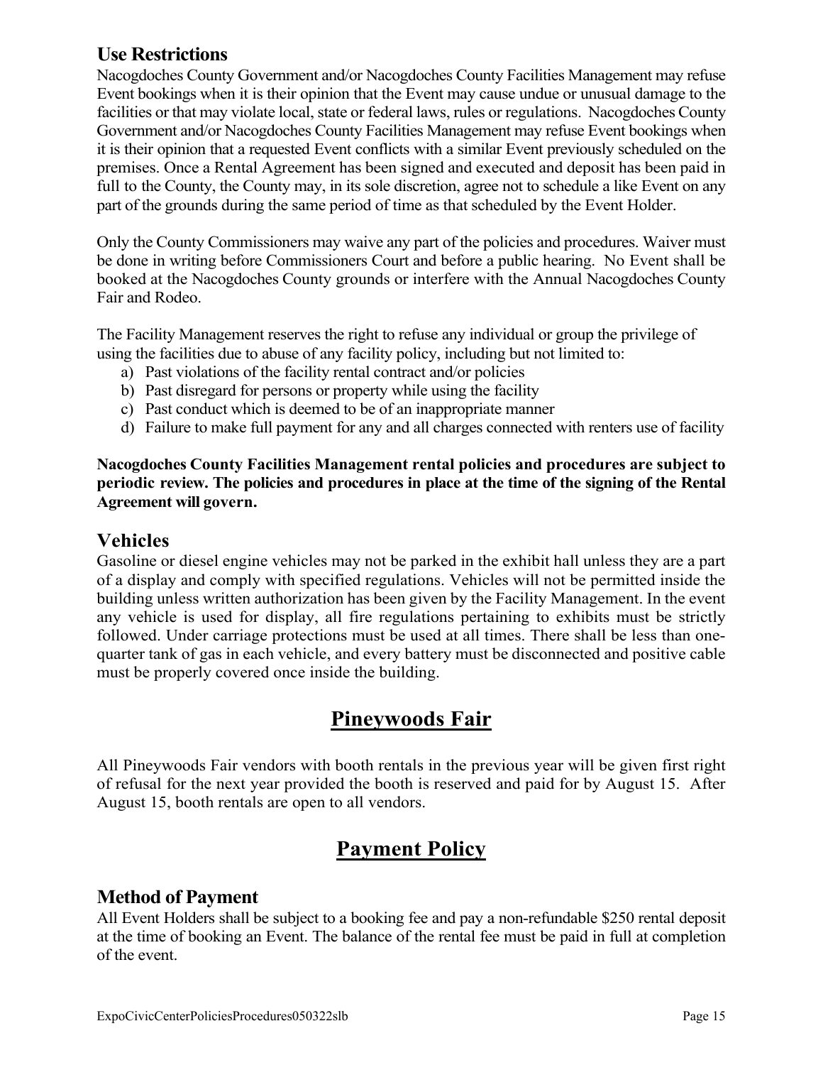### Use Restrictions

Nacogdoches County Government and/or Nacogdoches County Facilities Management may refuse Event bookings when it is their opinion that the Event may cause undue or unusual damage to the facilities or that may violate local, state or federal laws, rules or regulations. Nacogdoches County Government and/or Nacogdoches County Facilities Management may refuse Event bookings when it is their opinion that a requested Event conflicts with a similar Event previously scheduled on the premises. Once a Rental Agreement has been signed and executed and deposit has been paid in full to the County, the County may, in its sole discretion, agree not to schedule a like Event on any part of the grounds during the same period of time as that scheduled by the Event Holder.

Only the County Commissioners may waive any part of the policies and procedures. Waiver must be done in writing before Commissioners Court and before a public hearing. No Event shall be booked at the Nacogdoches County grounds or interfere with the Annual Nacogdoches County Fair and Rodeo.

The Facility Management reserves the right to refuse any individual or group the privilege of using the facilities due to abuse of any facility policy, including but not limited to:

a) Past violations of the facility rental contract and/or policies
b) Past disregard for persons or property while using the facility
c) Past conduct which is deemed to be of an inappropriate manner
d) Failure to make full payment for any and all charges connected with renters use of facility

**Nacogdoches County Facilities Management rental policies and procedures are subject to periodic review. The policies and procedures in place at the time of the signing of the Rental Agreement will govern.**

### Vehicles

Gasoline or diesel engine vehicles may not be parked in the exhibit hall unless they are a part of a display and comply with specified regulations. Vehicles will not be permitted inside the building unless written authorization has been given by the Facility Management. In the event any vehicle is used for display, all fire regulations pertaining to exhibits must be strictly followed. Under carriage protections must be used at all times. There shall be less than one-quarter tank of gas in each vehicle, and every battery must be disconnected and positive cable must be properly covered once inside the building.

## Pineywoods Fair

All Pineywoods Fair vendors with booth rentals in the previous year will be given first right of refusal for the next year provided the booth is reserved and paid for by August 15. After August 15, booth rentals are open to all vendors.

## Payment Policy

### Method of Payment

All Event Holders shall be subject to a booking fee and pay a non-refundable $250 rental deposit at the time of booking an Event. The balance of the rental fee must be paid in full at completion of the event.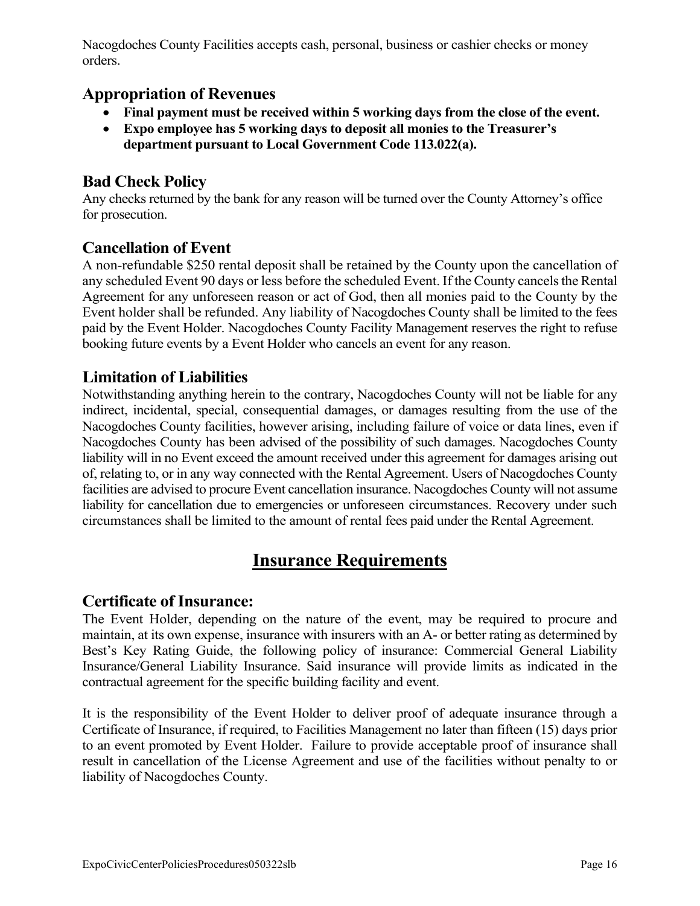Nacogdoches County Facilities accepts cash, personal, business or cashier checks or money orders.

### Appropriation of Revenues

- **Final payment must be received within 5 working days from the close of the event.**
- **Expo employee has 5 working days to deposit all monies to the Treasurer's department pursuant to Local Government Code 113.022(a).**

### Bad Check Policy

Any checks returned by the bank for any reason will be turned over the County Attorney's office for prosecution.

### Cancellation of Event

A non-refundable $250 rental deposit shall be retained by the County upon the cancellation of any scheduled Event 90 days or less before the scheduled Event. If the County cancels the Rental Agreement for any unforeseen reason or act of God, then all monies paid to the County by the Event holder shall be refunded. Any liability of Nacogdoches County shall be limited to the fees paid by the Event Holder. Nacogdoches County Facility Management reserves the right to refuse booking future events by a Event Holder who cancels an event for any reason.

### Limitation of Liabilities

Notwithstanding anything herein to the contrary, Nacogdoches County will not be liable for any indirect, incidental, special, consequential damages, or damages resulting from the use of the Nacogdoches County facilities, however arising, including failure of voice or data lines, even if Nacogdoches County has been advised of the possibility of such damages. Nacogdoches County liability will in no Event exceed the amount received under this agreement for damages arising out of, relating to, or in any way connected with the Rental Agreement. Users of Nacogdoches County facilities are advised to procure Event cancellation insurance. Nacogdoches County will not assume liability for cancellation due to emergencies or unforeseen circumstances. Recovery under such circumstances shall be limited to the amount of rental fees paid under the Rental Agreement.

## Insurance Requirements

### Certificate of Insurance:

The Event Holder, depending on the nature of the event, may be required to procure and maintain, at its own expense, insurance with insurers with an A- or better rating as determined by Best's Key Rating Guide, the following policy of insurance: Commercial General Liability Insurance/General Liability Insurance. Said insurance will provide limits as indicated in the contractual agreement for the specific building facility and event.

It is the responsibility of the Event Holder to deliver proof of adequate insurance through a Certificate of Insurance, if required, to Facilities Management no later than fifteen (15) days prior to an event promoted by Event Holder. Failure to provide acceptable proof of insurance shall result in cancellation of the License Agreement and use of the facilities without penalty to or liability of Nacogdoches County.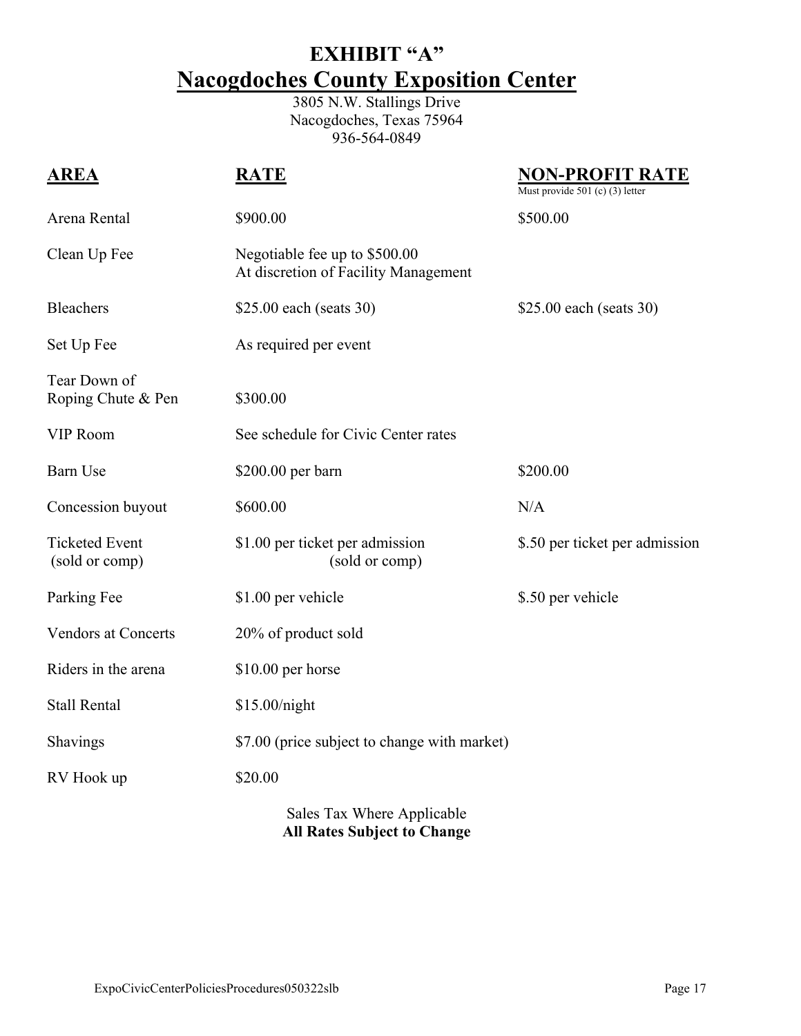# EXHIBIT "A"

## Nacogdoches County Exposition Center

3805 N.W. Stallings Drive
Nacogdoches, Texas 75964
936-564-0849

| AREA | RATE | NON-PROFIT RATE<br>Must provide 501 (c) (3) letter |
| --- | --- | --- |
| Arena Rental | $900.00 | $500.00 |
| Clean Up Fee | Negotiable fee up to $500.00<br>At discretion of Facility Management | |
| Bleachers | $25.00 each (seats 30) | $25.00 each (seats 30) |
| Set Up Fee | As required per event | |
| Tear Down of Roping Chute & Pen | $300.00 | |
| VIP Room | See schedule for Civic Center rates | |
| Barn Use | $200.00 per barn | $200.00 |
| Concession buyout | $600.00 | N/A |
| Ticketed Event (sold or comp) | $1.00 per ticket per admission (sold or comp) | $.50 per ticket per admission |
| Parking Fee | $1.00 per vehicle | $.50 per vehicle |
| Vendors at Concerts | 20% of product sold | |
| Riders in the arena | $10.00 per horse | |
| Stall Rental | $15.00/night | |
| Shavings | $7.00 (price subject to change with market) | |
| RV Hook up | $20.00 | |

Sales Tax Where Applicable
**All Rates Subject to Change**

ExpoCivicCenterPoliciesProcedures050322slb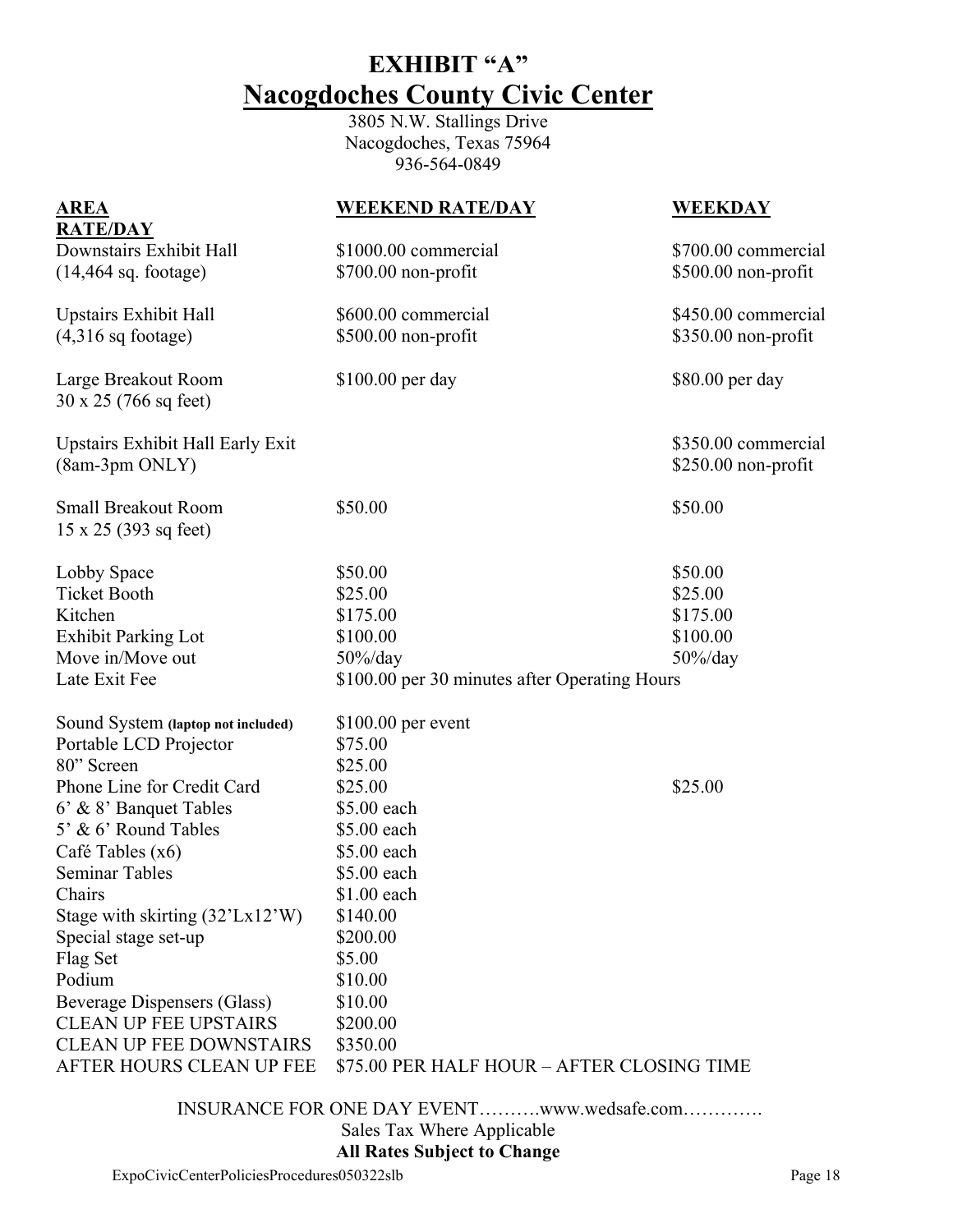# EXHIBIT "A"

## Nacogdoches County Civic Center

3805 N.W. Stallings Drive
Nacogdoches, Texas 75964
936-564-0849

| AREA | WEEKEND RATE/DAY | WEEKDAY RATE/DAY |
|---|---|---|
| Downstairs Exhibit Hall (14,464 sq. footage) | \$1000.00 commercial<br>\$700.00 non-profit | \$700.00 commercial<br>\$500.00 non-profit |
| Upstairs Exhibit Hall (4,316 sq footage) | \$600.00 commercial<br>\$500.00 non-profit | \$450.00 commercial<br>\$350.00 non-profit |
| Large Breakout Room 30 x 25 (766 sq feet) | \$100.00 per day | \$80.00 per day |
| Upstairs Exhibit Hall Early Exit (8am-3pm ONLY) | | \$350.00 commercial<br>\$250.00 non-profit |
| Small Breakout Room 15 x 25 (393 sq feet) | \$50.00 | \$50.00 |
| Lobby Space | \$50.00 | \$50.00 |
| Ticket Booth | \$25.00 | \$25.00 |
| Kitchen | \$175.00 | \$175.00 |
| Exhibit Parking Lot | \$100.00 | \$100.00 |
| Move in/Move out | 50%/day | 50%/day |
| Late Exit Fee | \$100.00 per 30 minutes after Operating Hours | |
| Sound System **(laptop not included)** | \$100.00 per event | |
| Portable LCD Projector | \$75.00 | |
| 80" Screen | \$25.00 | |
| Phone Line for Credit Card | \$25.00 | \$25.00 |
| 6' & 8' Banquet Tables | \$5.00 each | |
| 5' & 6' Round Tables | \$5.00 each | |
| Café Tables (x6) | \$5.00 each | |
| Seminar Tables | \$5.00 each | |
| Chairs | \$1.00 each | |
| Stage with skirting (32'Lx12'W) | \$140.00 | |
| Special stage set-up | \$200.00 | |
| Flag Set | \$5.00 | |
| Podium | \$10.00 | |
| Beverage Dispensers (Glass) | \$10.00 | |
| CLEAN UP FEE UPSTAIRS | \$200.00 | |
| CLEAN UP FEE DOWNSTAIRS | \$350.00 | |
| AFTER HOURS CLEAN UP FEE | \$75.00 PER HALF HOUR – AFTER CLOSING TIME | |

INSURANCE FOR ONE DAY EVENT……….www.wedsafe.com………….

Sales Tax Where Applicable

**All Rates Subject to Change**

ExpoCivicCenterPoliciesProcedures050322slb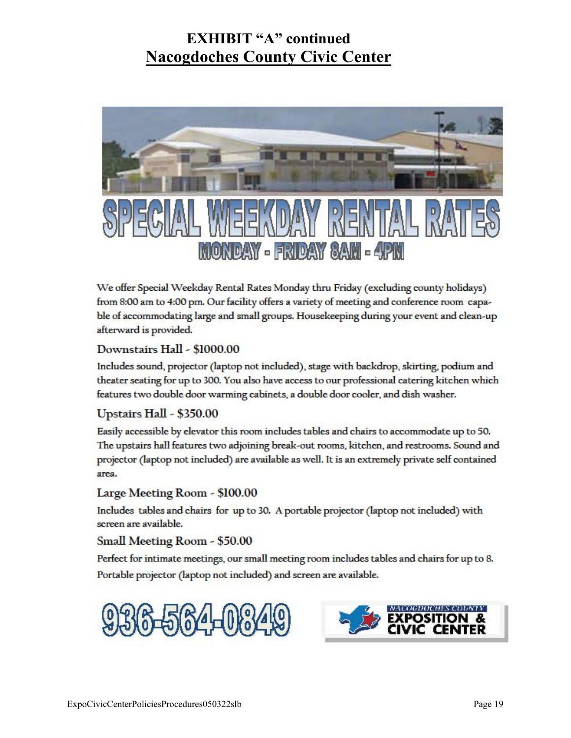# EXHIBIT "A" continued

## Nacogdoches County Civic Center

# SPECIAL WEEKDAY RENTAL RATES

### MONDAY - FRIDAY 8AM - 4PM

We offer Special Weekday Rental Rates Monday thru Friday (excluding county holidays) from 8:00 am to 4:00 pm. Our facility offers a variety of meeting and conference room capable of accommodating large and small groups. Housekeeping during your event and clean-up afterward is provided.

### Downstairs Hall - $1000.00

Includes sound, projector (laptop not included), stage with backdrop, skirting, podium and theater seating for up to 300. You also have access to our professional catering kitchen which features two double door warming cabinets, a double door cooler, and dish washer.

### Upstairs Hall - $350.00

Easily accessible by elevator this room includes tables and chairs to accommodate up to 50. The upstairs hall features two adjoining break-out rooms, kitchen, and restrooms. Sound and projector (laptop not included) are available as well. It is an extremely private self contained area.

### Large Meeting Room - $100.00

Includes tables and chairs for up to 30. A portable projector (laptop not included) with screen are available.

### Small Meeting Room - $50.00

Perfect for intimate meetings, our small meeting room includes tables and chairs for up to 8. Portable projector (laptop not included) and screen are available.

**936-564-0849**

NACOGDOCHES COUNTY EXPOSITION & CIVIC CENTER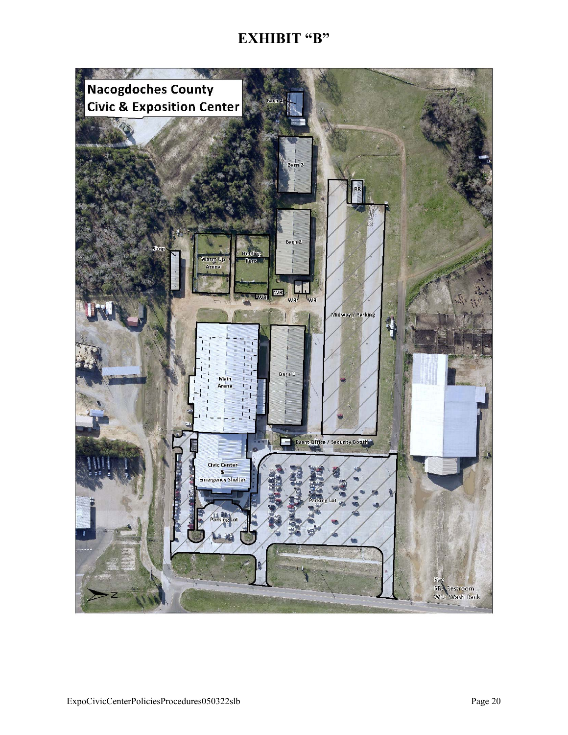# EXHIBIT “B”

Nacogdoches County
Civic & Exposition Center

Barn 4

Barn 3

RR

Barn 2

Shop

Warm Up Arena

Holding Pens

WR

WR

WR

WR

Midway / Parking

Main Arena

Barn 1

Event Office / Security Booth

Civic Center & Emergency Shelter

Parking Lot

Parking Lot

Z

Key
RR: Restroom
WR: Wash Rack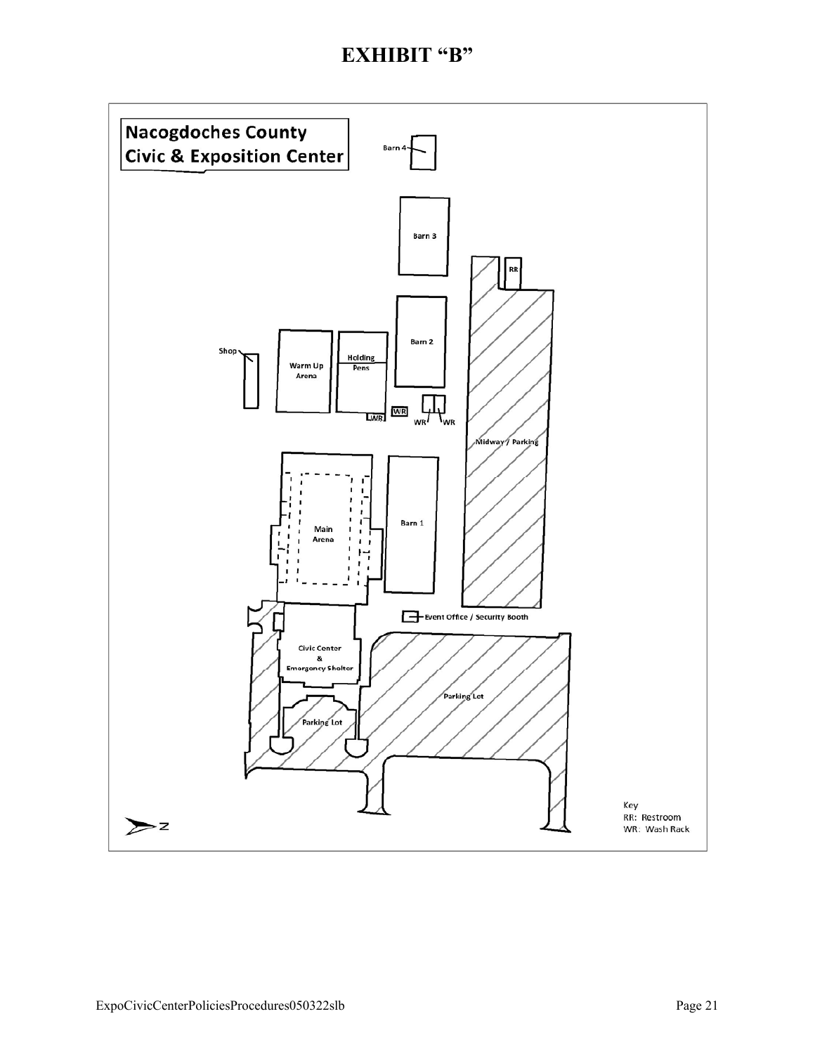# EXHIBIT "B"

**Nacogdoches County Civic & Exposition Center**

Barn 4

Barn 3

RR

Barn 2

Shop

Warm Up Arena

Holding Pens

WR

WR

WR

WR

Midway / Parking

Main Arena

Barn 1

Event Office / Security Booth

Civic Center & Emergency Shelter

Parking Lot

Parking Lot

N

Key
RR: Restroom
WR: Wash Rack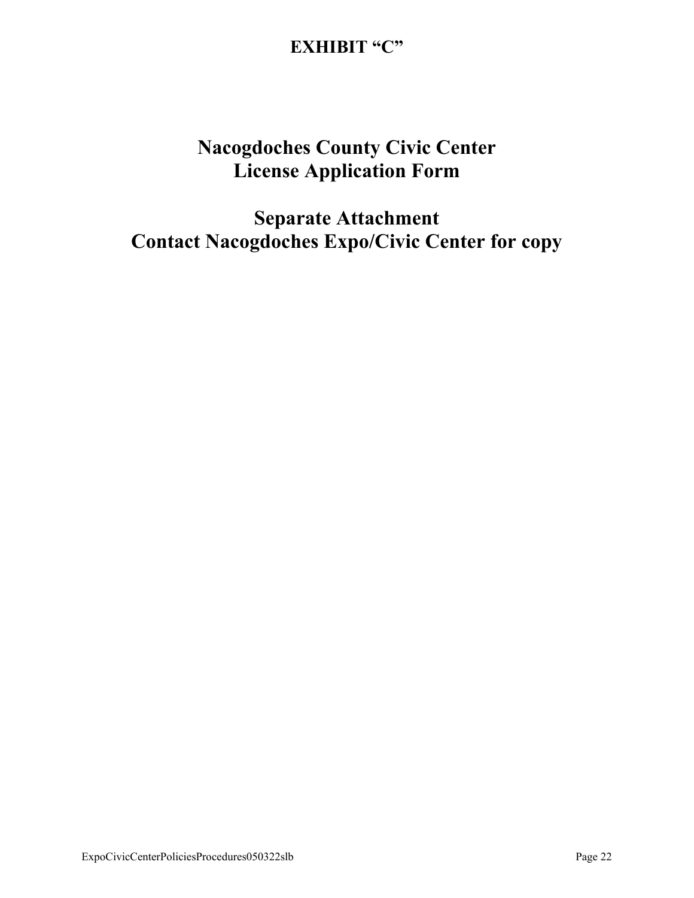# EXHIBIT "C"

## Nacogdoches County Civic Center
## License Application Form

## Separate Attachment
## Contact Nacogdoches Expo/Civic Center for copy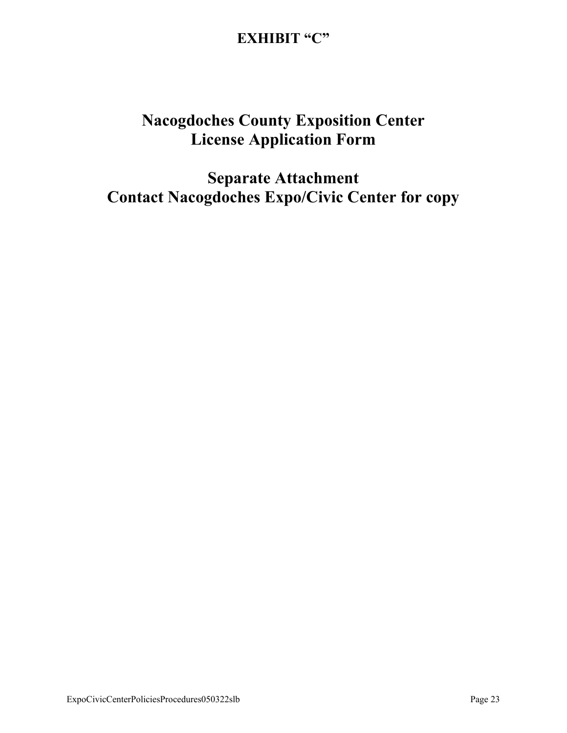# EXHIBIT "C"

# Nacogdoches County Exposition Center
# License Application Form

# Separate Attachment
# Contact Nacogdoches Expo/Civic Center for copy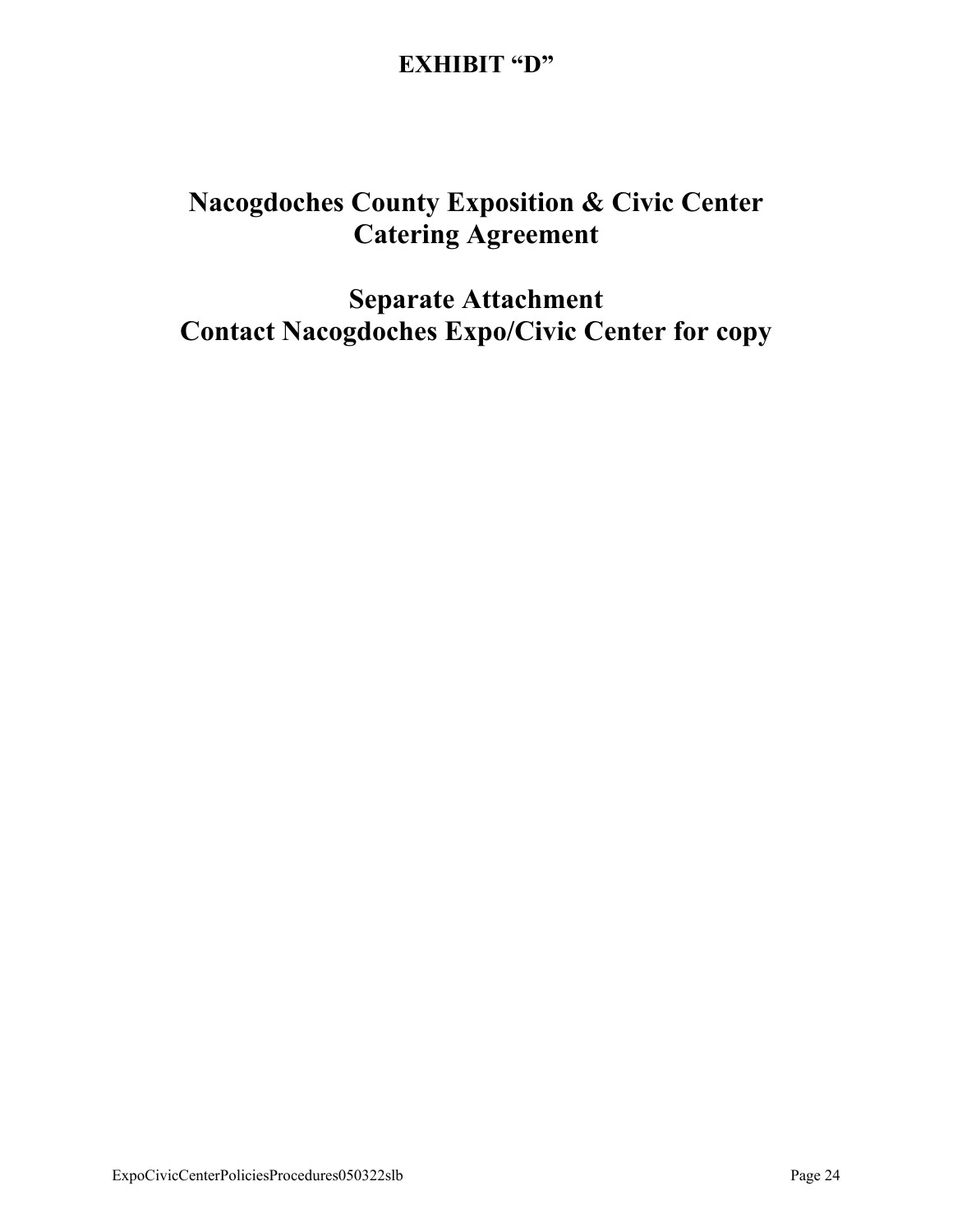**EXHIBIT "D"**

# Nacogdoches County Exposition & Civic Center Catering Agreement

## Separate Attachment
## Contact Nacogdoches Expo/Civic Center for copy